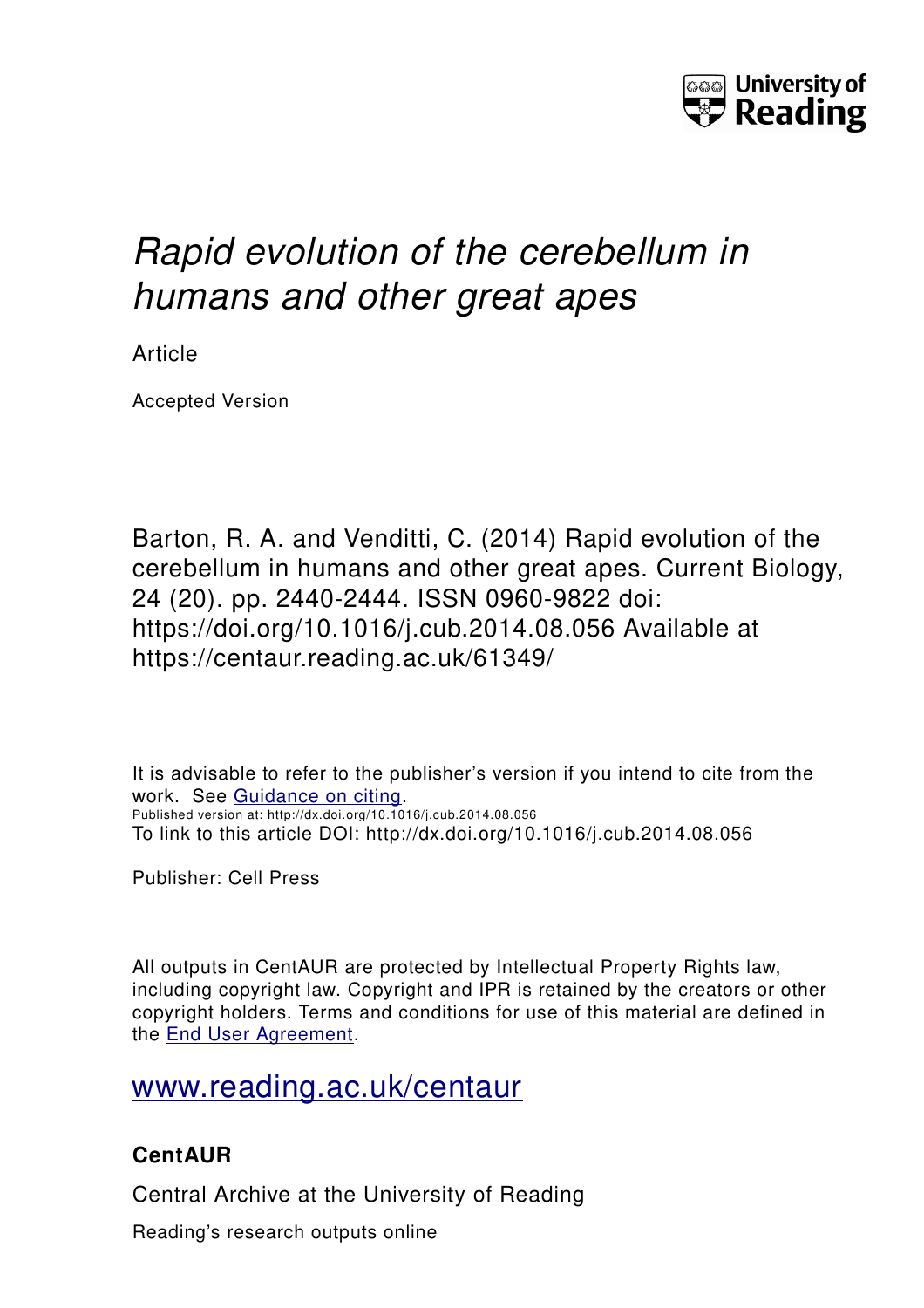University of Reading

# *Rapid evolution of the cerebellum in humans and other great apes*

Article

Accepted Version

Barton, R. A. and Venditti, C. (2014) Rapid evolution of the cerebellum in humans and other great apes. Current Biology, 24 (20). pp. 2440-2444. ISSN 0960-9822 doi: https://doi.org/10.1016/j.cub.2014.08.056 Available at https://centaur.reading.ac.uk/61349/

It is advisable to refer to the publisher's version if you intend to cite from the work. See [Guidance on citing](#).

Published version at: http://dx.doi.org/10.1016/j.cub.2014.08.056

To link to this article DOI: http://dx.doi.org/10.1016/j.cub.2014.08.056

Publisher: Cell Press

All outputs in CentAUR are protected by Intellectual Property Rights law, including copyright law. Copyright and IPR is retained by the creators or other copyright holders. Terms and conditions for use of this material are defined in the [End User Agreement](#).

[www.reading.ac.uk/centaur](http://www.reading.ac.uk/centaur)

### CentAUR

Central Archive at the University of Reading

Reading's research outputs online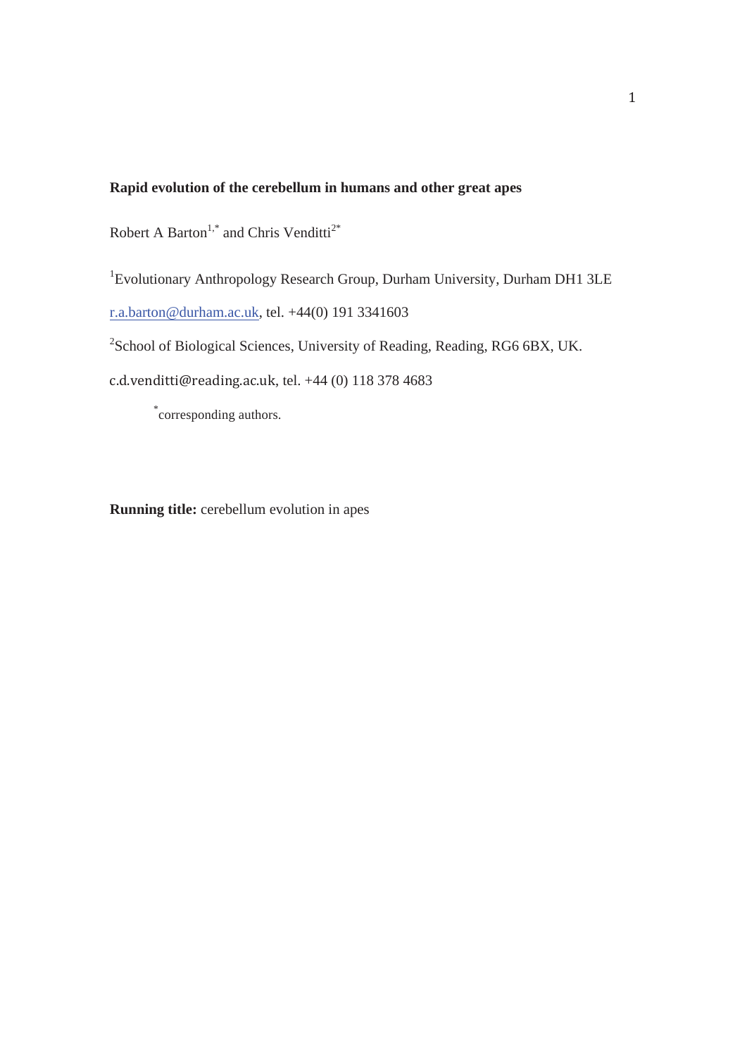**Rapid evolution of the cerebellum in humans and other great apes**

Robert A Barton[1,*] and Chris Venditti[2*]

[1]Evolutionary Anthropology Research Group, Durham University, Durham DH1 3LE

r.a.barton@durham.ac.uk, tel. +44(0) 191 3341603

[2]School of Biological Sciences, University of Reading, Reading, RG6 6BX, UK.

c.d.venditti@reading.ac.uk, tel. +44 (0) 118 378 4683

[*]corresponding authors.

**Running title:** cerebellum evolution in apes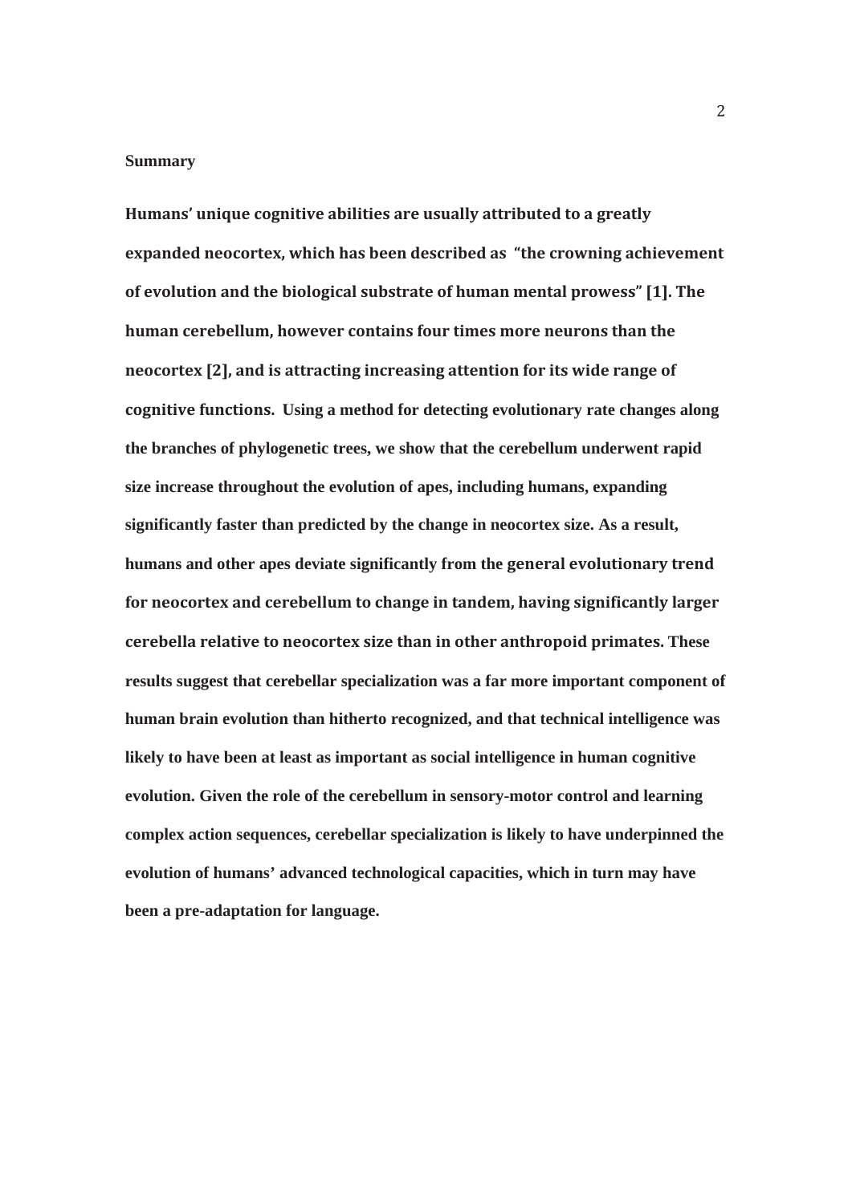**Summary**

**Humans' unique cognitive abilities are usually attributed to a greatly expanded neocortex, which has been described as "the crowning achievement of evolution and the biological substrate of human mental prowess" [1]. The human cerebellum, however contains four times more neurons than the neocortex [2], and is attracting increasing attention for its wide range of cognitive functions. Using a method for detecting evolutionary rate changes along the branches of phylogenetic trees, we show that the cerebellum underwent rapid size increase throughout the evolution of apes, including humans, expanding significantly faster than predicted by the change in neocortex size. As a result, humans and other apes deviate significantly from the general evolutionary trend for neocortex and cerebellum to change in tandem, having significantly larger cerebella relative to neocortex size than in other anthropoid primates. These results suggest that cerebellar specialization was a far more important component of human brain evolution than hitherto recognized, and that technical intelligence was likely to have been at least as important as social intelligence in human cognitive evolution. Given the role of the cerebellum in sensory-motor control and learning complex action sequences, cerebellar specialization is likely to have underpinned the evolution of humans' advanced technological capacities, which in turn may have been a pre-adaptation for language.**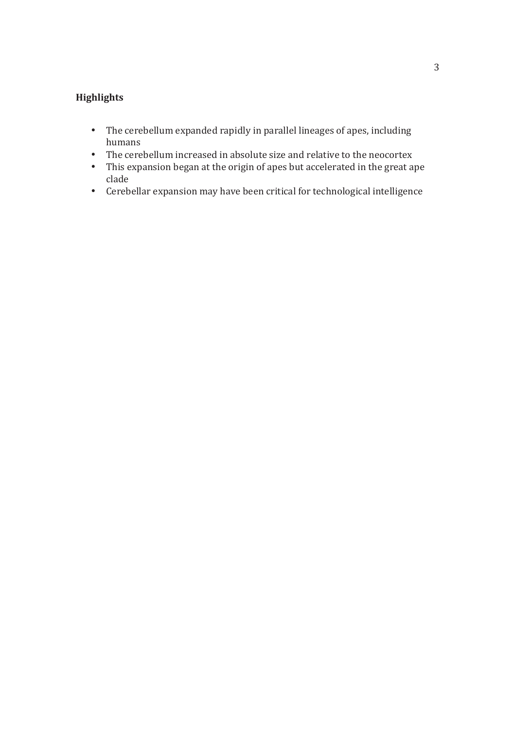## Highlights

- The cerebellum expanded rapidly in parallel lineages of apes, including humans
- The cerebellum increased in absolute size and relative to the neocortex
- This expansion began at the origin of apes but accelerated in the great ape clade
- Cerebellar expansion may have been critical for technological intelligence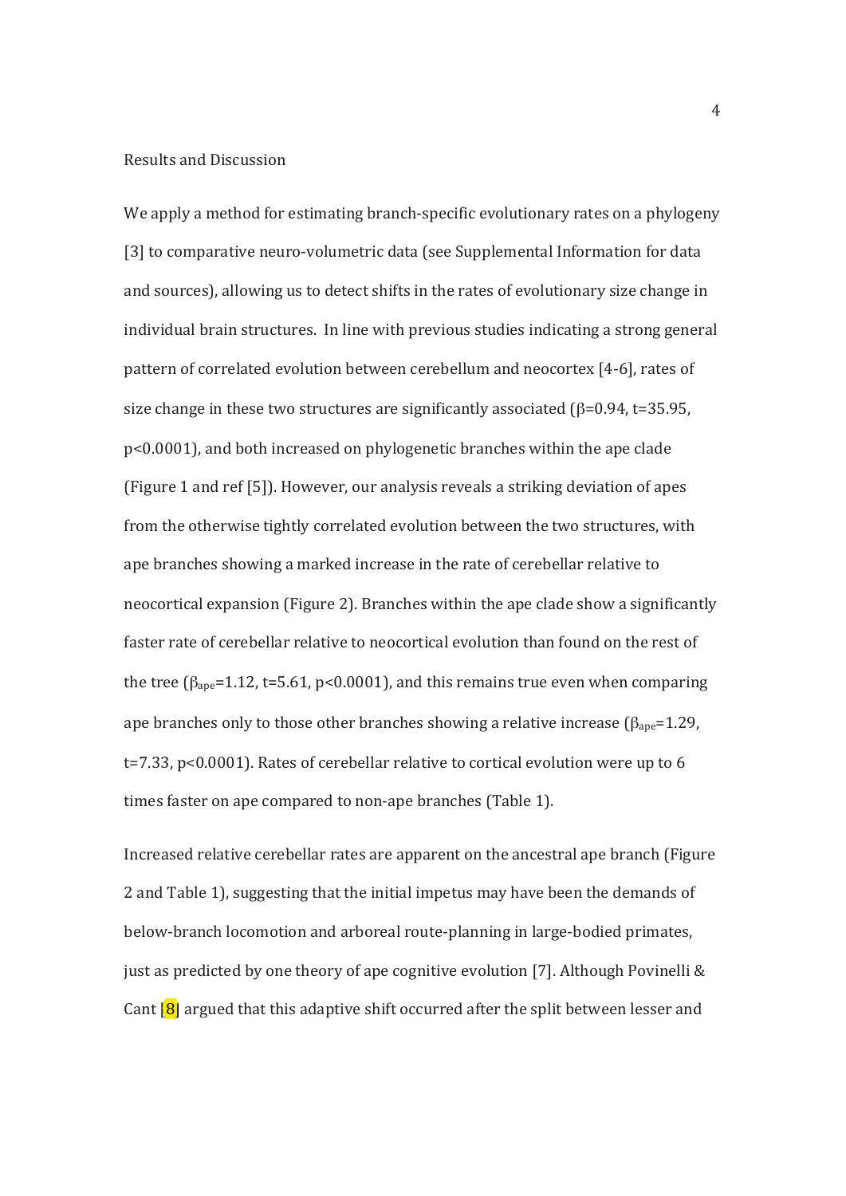## Results and Discussion

We apply a method for estimating branch-specific evolutionary rates on a phylogeny [3] to comparative neuro-volumetric data (see Supplemental Information for data and sources), allowing us to detect shifts in the rates of evolutionary size change in individual brain structures. In line with previous studies indicating a strong general pattern of correlated evolution between cerebellum and neocortex [4-6], rates of size change in these two structures are significantly associated ($\beta$=0.94, t=35.95, p<0.0001), and both increased on phylogenetic branches within the ape clade (Figure 1 and ref [5]). However, our analysis reveals a striking deviation of apes from the otherwise tightly correlated evolution between the two structures, with ape branches showing a marked increase in the rate of cerebellar relative to neocortical expansion (Figure 2). Branches within the ape clade show a significantly faster rate of cerebellar relative to neocortical evolution than found on the rest of the tree ($\beta_{ape}$=1.12, t=5.61, p<0.0001), and this remains true even when comparing ape branches only to those other branches showing a relative increase ($\beta_{ape}$=1.29, t=7.33, p<0.0001). Rates of cerebellar relative to cortical evolution were up to 6 times faster on ape compared to non-ape branches (Table 1).

Increased relative cerebellar rates are apparent on the ancestral ape branch (Figure 2 and Table 1), suggesting that the initial impetus may have been the demands of below-branch locomotion and arboreal route-planning in large-bodied primates, just as predicted by one theory of ape cognitive evolution [7]. Although Povinelli & Cant [8] argued that this adaptive shift occurred after the split between lesser and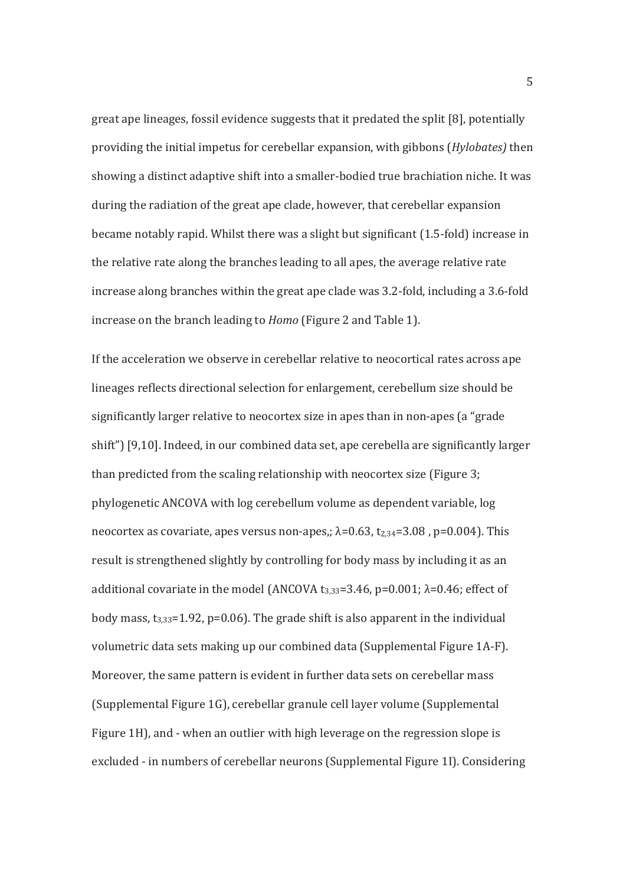great ape lineages, fossil evidence suggests that it predated the split [8], potentially providing the initial impetus for cerebellar expansion, with gibbons (*Hylobates)* then showing a distinct adaptive shift into a smaller-bodied true brachiation niche. It was during the radiation of the great ape clade, however, that cerebellar expansion became notably rapid. Whilst there was a slight but significant (1.5-fold) increase in the relative rate along the branches leading to all apes, the average relative rate increase along branches within the great ape clade was 3.2-fold, including a 3.6-fold increase on the branch leading to *Homo* (Figure 2 and Table 1).

If the acceleration we observe in cerebellar relative to neocortical rates across ape lineages reflects directional selection for enlargement, cerebellum size should be significantly larger relative to neocortex size in apes than in non-apes (a "grade shift") [9,10]. Indeed, in our combined data set, ape cerebella are significantly larger than predicted from the scaling relationship with neocortex size (Figure 3; phylogenetic ANCOVA with log cerebellum volume as dependent variable, log neocortex as covariate, apes versus non-apes,; $\lambda$=0.63, $t_{2,34}$=3.08 , p=0.004). This result is strengthened slightly by controlling for body mass by including it as an additional covariate in the model (ANCOVA $t_{3,33}$=3.46, p=0.001; $\lambda$=0.46; effect of body mass, $t_{3,33}$=1.92, p=0.06). The grade shift is also apparent in the individual volumetric data sets making up our combined data (Supplemental Figure 1A-F). Moreover, the same pattern is evident in further data sets on cerebellar mass (Supplemental Figure 1G), cerebellar granule cell layer volume (Supplemental Figure 1H), and - when an outlier with high leverage on the regression slope is excluded - in numbers of cerebellar neurons (Supplemental Figure 1I). Considering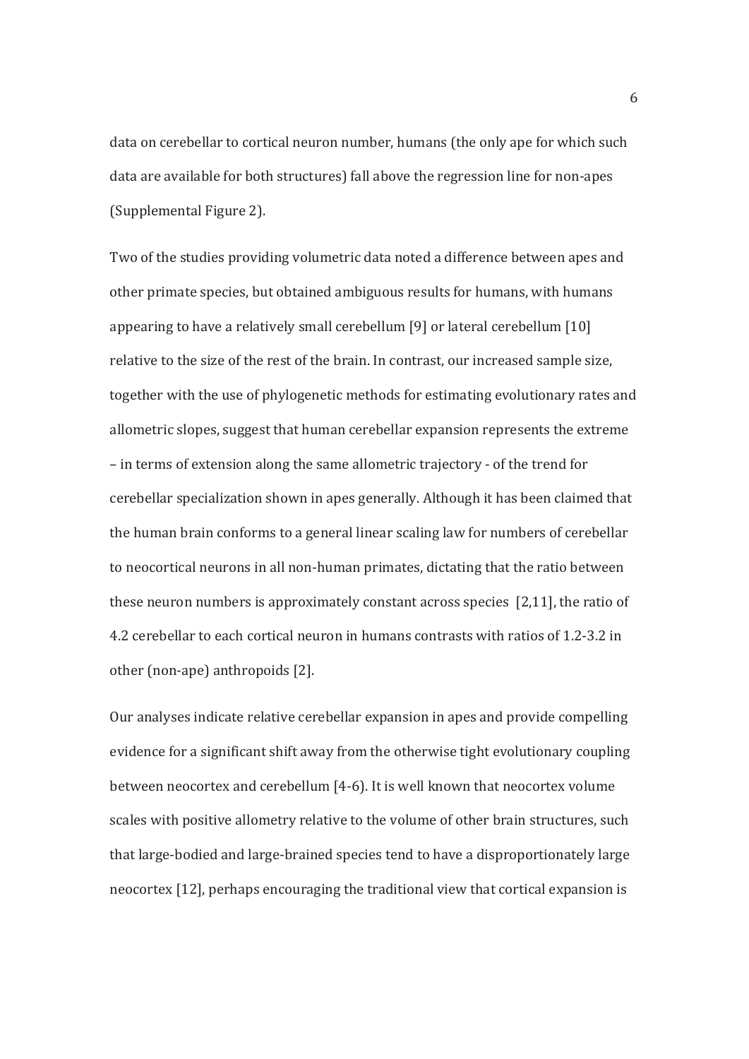data on cerebellar to cortical neuron number, humans (the only ape for which such data are available for both structures) fall above the regression line for non-apes (Supplemental Figure 2).

Two of the studies providing volumetric data noted a difference between apes and other primate species, but obtained ambiguous results for humans, with humans appearing to have a relatively small cerebellum [9] or lateral cerebellum [10] relative to the size of the rest of the brain. In contrast, our increased sample size, together with the use of phylogenetic methods for estimating evolutionary rates and allometric slopes, suggest that human cerebellar expansion represents the extreme – in terms of extension along the same allometric trajectory - of the trend for cerebellar specialization shown in apes generally. Although it has been claimed that the human brain conforms to a general linear scaling law for numbers of cerebellar to neocortical neurons in all non-human primates, dictating that the ratio between these neuron numbers is approximately constant across species [2,11], the ratio of 4.2 cerebellar to each cortical neuron in humans contrasts with ratios of 1.2-3.2 in other (non-ape) anthropoids [2].

Our analyses indicate relative cerebellar expansion in apes and provide compelling evidence for a significant shift away from the otherwise tight evolutionary coupling between neocortex and cerebellum [4-6]. It is well known that neocortex volume scales with positive allometry relative to the volume of other brain structures, such that large-bodied and large-brained species tend to have a disproportionately large neocortex [12], perhaps encouraging the traditional view that cortical expansion is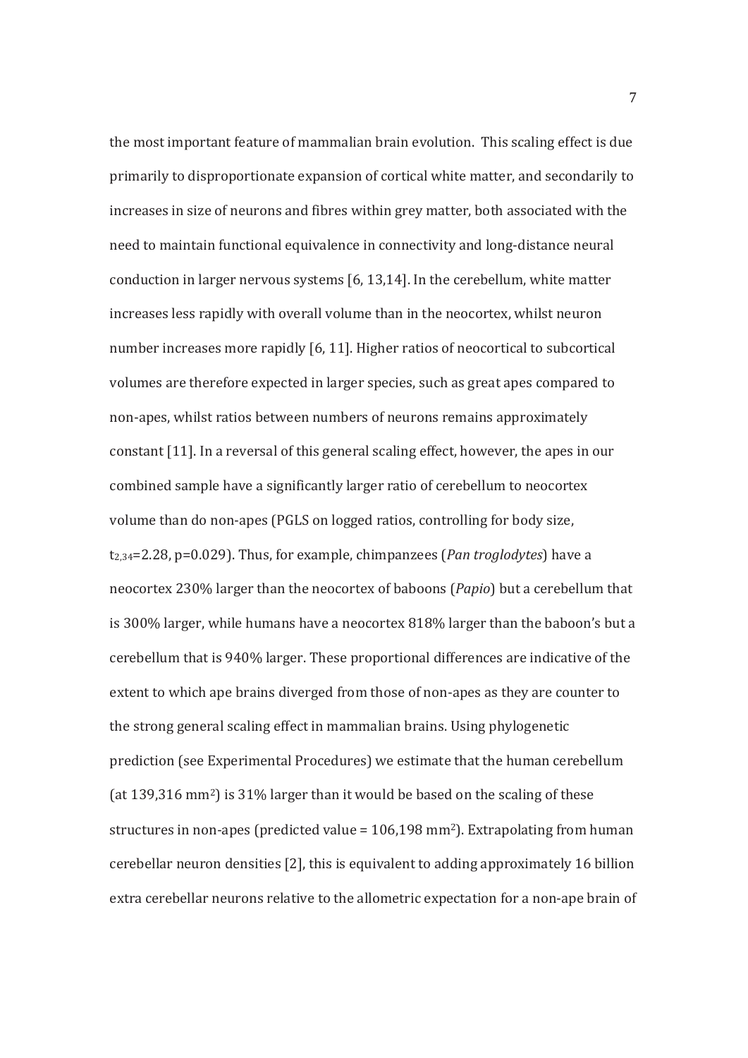the most important feature of mammalian brain evolution. This scaling effect is due primarily to disproportionate expansion of cortical white matter, and secondarily to increases in size of neurons and fibres within grey matter, both associated with the need to maintain functional equivalence in connectivity and long-distance neural conduction in larger nervous systems [6, 13,14]. In the cerebellum, white matter increases less rapidly with overall volume than in the neocortex, whilst neuron number increases more rapidly [6, 11]. Higher ratios of neocortical to subcortical volumes are therefore expected in larger species, such as great apes compared to non-apes, whilst ratios between numbers of neurons remains approximately constant [11]. In a reversal of this general scaling effect, however, the apes in our combined sample have a significantly larger ratio of cerebellum to neocortex volume than do non-apes (PGLS on logged ratios, controlling for body size, $t_{2,34}$=2.28, p=0.029). Thus, for example, chimpanzees (*Pan troglodytes*) have a neocortex 230% larger than the neocortex of baboons (*Papio*) but a cerebellum that is 300% larger, while humans have a neocortex 818% larger than the baboon's but a cerebellum that is 940% larger. These proportional differences are indicative of the extent to which ape brains diverged from those of non-apes as they are counter to the strong general scaling effect in mammalian brains. Using phylogenetic prediction (see Experimental Procedures) we estimate that the human cerebellum (at 139,316 $mm^2$) is 31% larger than it would be based on the scaling of these structures in non-apes (predicted value = 106,198 $mm^2$). Extrapolating from human cerebellar neuron densities [2], this is equivalent to adding approximately 16 billion extra cerebellar neurons relative to the allometric expectation for a non-ape brain of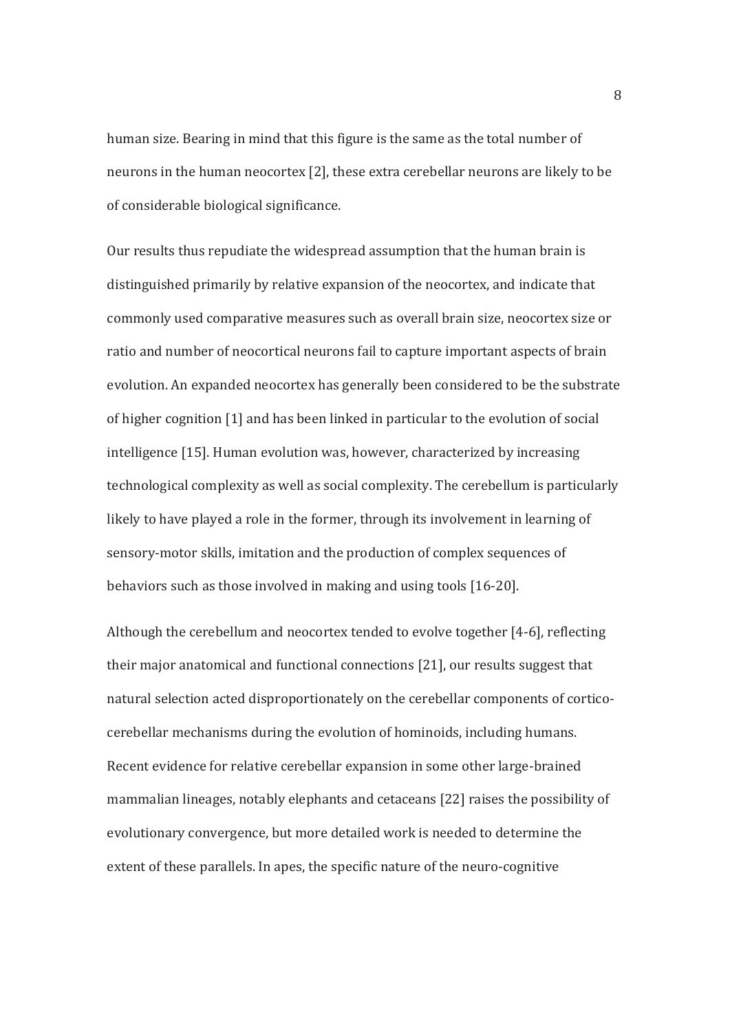human size. Bearing in mind that this figure is the same as the total number of neurons in the human neocortex [2], these extra cerebellar neurons are likely to be of considerable biological significance.

Our results thus repudiate the widespread assumption that the human brain is distinguished primarily by relative expansion of the neocortex, and indicate that commonly used comparative measures such as overall brain size, neocortex size or ratio and number of neocortical neurons fail to capture important aspects of brain evolution. An expanded neocortex has generally been considered to be the substrate of higher cognition [1] and has been linked in particular to the evolution of social intelligence [15]. Human evolution was, however, characterized by increasing technological complexity as well as social complexity. The cerebellum is particularly likely to have played a role in the former, through its involvement in learning of sensory-motor skills, imitation and the production of complex sequences of behaviors such as those involved in making and using tools [16-20].

Although the cerebellum and neocortex tended to evolve together [4-6], reflecting their major anatomical and functional connections [21], our results suggest that natural selection acted disproportionately on the cerebellar components of cortico-cerebellar mechanisms during the evolution of hominoids, including humans. Recent evidence for relative cerebellar expansion in some other large-brained mammalian lineages, notably elephants and cetaceans [22] raises the possibility of evolutionary convergence, but more detailed work is needed to determine the extent of these parallels. In apes, the specific nature of the neuro-cognitive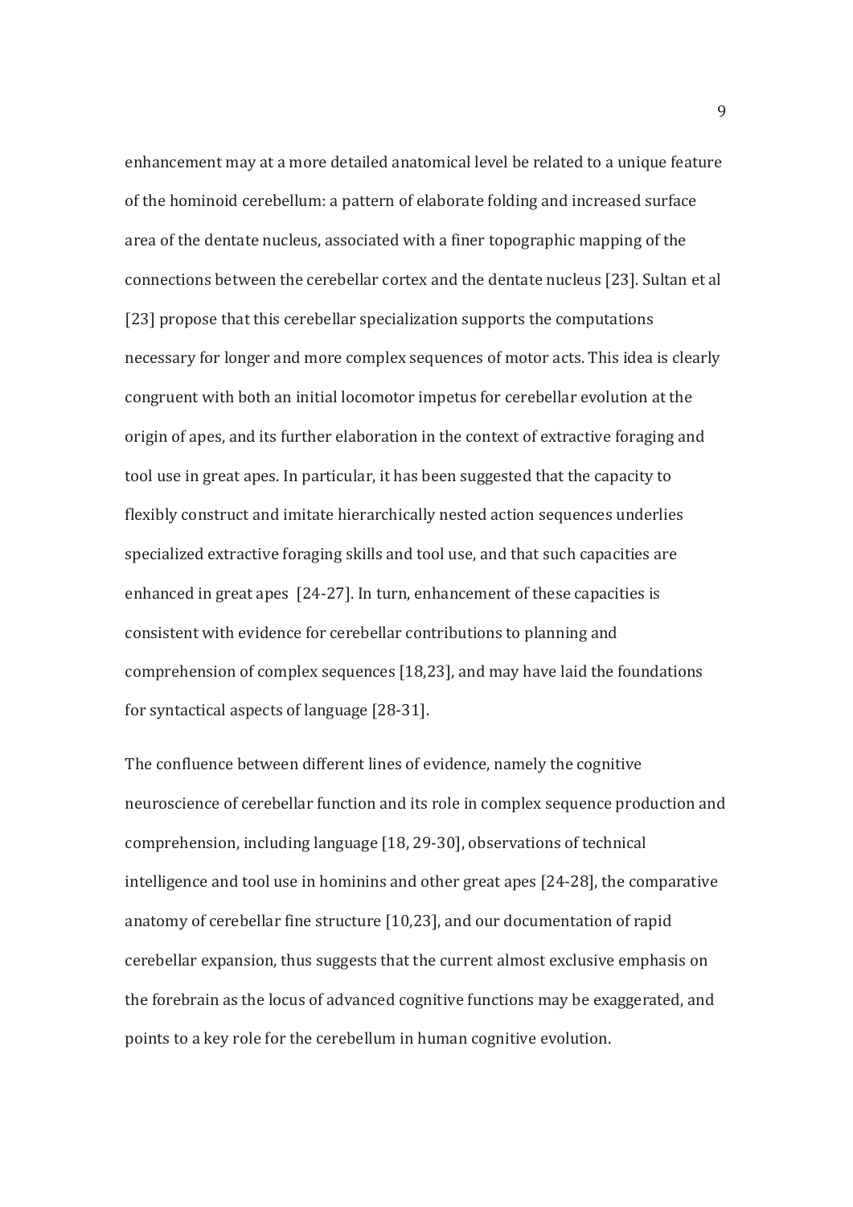enhancement may at a more detailed anatomical level be related to a unique feature of the hominoid cerebellum: a pattern of elaborate folding and increased surface area of the dentate nucleus, associated with a finer topographic mapping of the connections between the cerebellar cortex and the dentate nucleus [23]. Sultan et al [23] propose that this cerebellar specialization supports the computations necessary for longer and more complex sequences of motor acts. This idea is clearly congruent with both an initial locomotor impetus for cerebellar evolution at the origin of apes, and its further elaboration in the context of extractive foraging and tool use in great apes. In particular, it has been suggested that the capacity to flexibly construct and imitate hierarchically nested action sequences underlies specialized extractive foraging skills and tool use, and that such capacities are enhanced in great apes [24-27]. In turn, enhancement of these capacities is consistent with evidence for cerebellar contributions to planning and comprehension of complex sequences [18,23], and may have laid the foundations for syntactical aspects of language [28-31].

The confluence between different lines of evidence, namely the cognitive neuroscience of cerebellar function and its role in complex sequence production and comprehension, including language [18, 29-30], observations of technical intelligence and tool use in hominins and other great apes [24-28], the comparative anatomy of cerebellar fine structure [10,23], and our documentation of rapid cerebellar expansion, thus suggests that the current almost exclusive emphasis on the forebrain as the locus of advanced cognitive functions may be exaggerated, and points to a key role for the cerebellum in human cognitive evolution.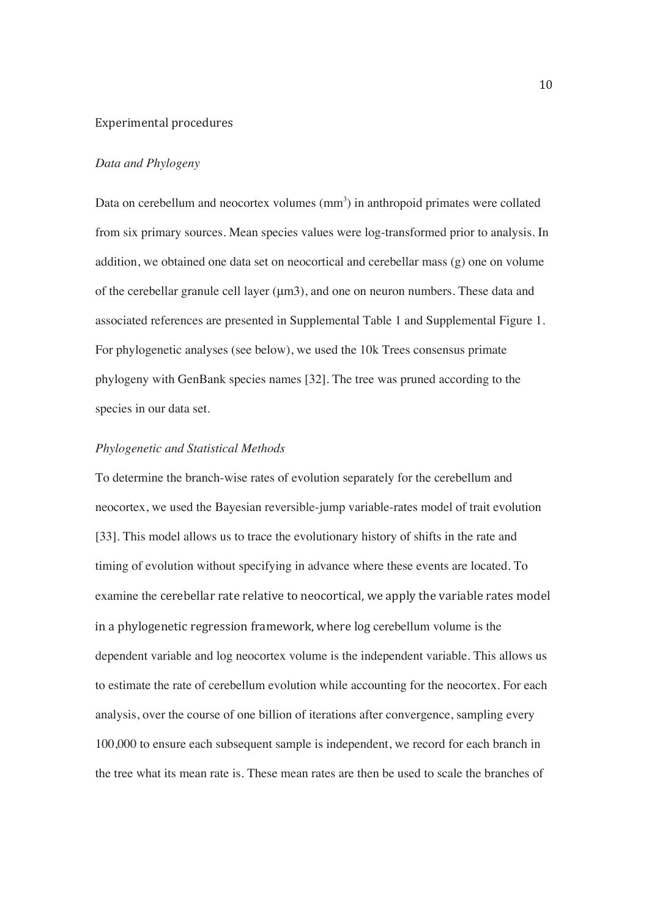## Experimental procedures

### *Data and Phylogeny*

Data on cerebellum and neocortex volumes ($mm^3$) in anthropoid primates were collated from six primary sources. Mean species values were log-transformed prior to analysis. In addition, we obtained one data set on neocortical and cerebellar mass (g) one on volume of the cerebellar granule cell layer (µm3), and one on neuron numbers. These data and associated references are presented in Supplemental Table 1 and Supplemental Figure 1. For phylogenetic analyses (see below), we used the 10k Trees consensus primate phylogeny with GenBank species names [32]. The tree was pruned according to the species in our data set.

### *Phylogenetic and Statistical Methods*

To determine the branch-wise rates of evolution separately for the cerebellum and neocortex, we used the Bayesian reversible-jump variable-rates model of trait evolution [33]. This model allows us to trace the evolutionary history of shifts in the rate and timing of evolution without specifying in advance where these events are located. To examine the cerebellar rate relative to neocortical, we apply the variable rates model in a phylogenetic regression framework, where log cerebellum volume is the dependent variable and log neocortex volume is the independent variable. This allows us to estimate the rate of cerebellum evolution while accounting for the neocortex. For each analysis, over the course of one billion of iterations after convergence, sampling every 100,000 to ensure each subsequent sample is independent, we record for each branch in the tree what its mean rate is. These mean rates are then be used to scale the branches of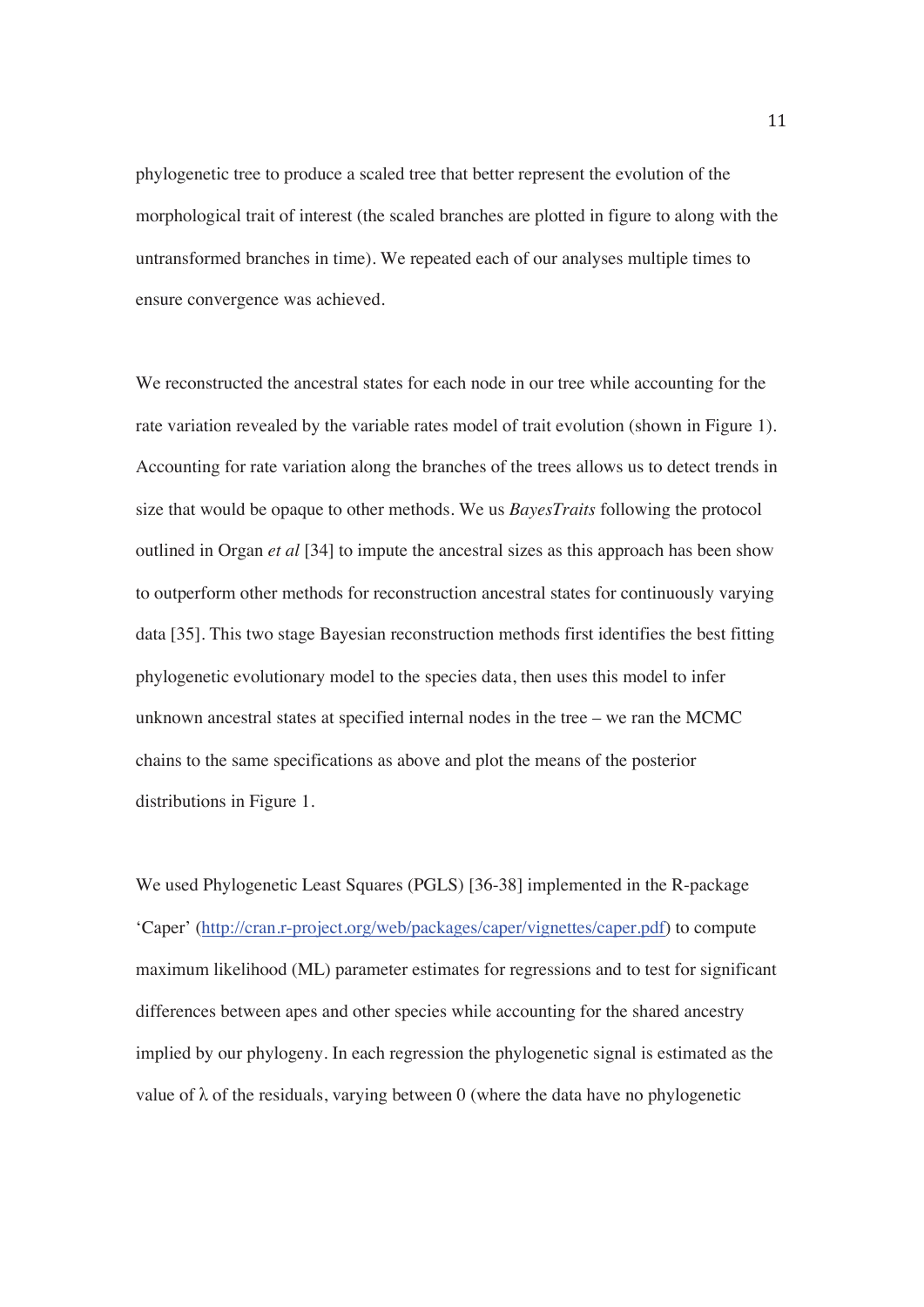phylogenetic tree to produce a scaled tree that better represent the evolution of the morphological trait of interest (the scaled branches are plotted in figure to along with the untransformed branches in time). We repeated each of our analyses multiple times to ensure convergence was achieved.

We reconstructed the ancestral states for each node in our tree while accounting for the rate variation revealed by the variable rates model of trait evolution (shown in Figure 1). Accounting for rate variation along the branches of the trees allows us to detect trends in size that would be opaque to other methods. We us *BayesTraits* following the protocol outlined in Organ *et al* [34] to impute the ancestral sizes as this approach has been show to outperform other methods for reconstruction ancestral states for continuously varying data [35]. This two stage Bayesian reconstruction methods first identifies the best fitting phylogenetic evolutionary model to the species data, then uses this model to infer unknown ancestral states at specified internal nodes in the tree – we ran the MCMC chains to the same specifications as above and plot the means of the posterior distributions in Figure 1.

We used Phylogenetic Least Squares (PGLS) [36-38] implemented in the R-package 'Caper' (http://cran.r-project.org/web/packages/caper/vignettes/caper.pdf) to compute maximum likelihood (ML) parameter estimates for regressions and to test for significant differences between apes and other species while accounting for the shared ancestry implied by our phylogeny. In each regression the phylogenetic signal is estimated as the value of $\lambda$ of the residuals, varying between 0 (where the data have no phylogenetic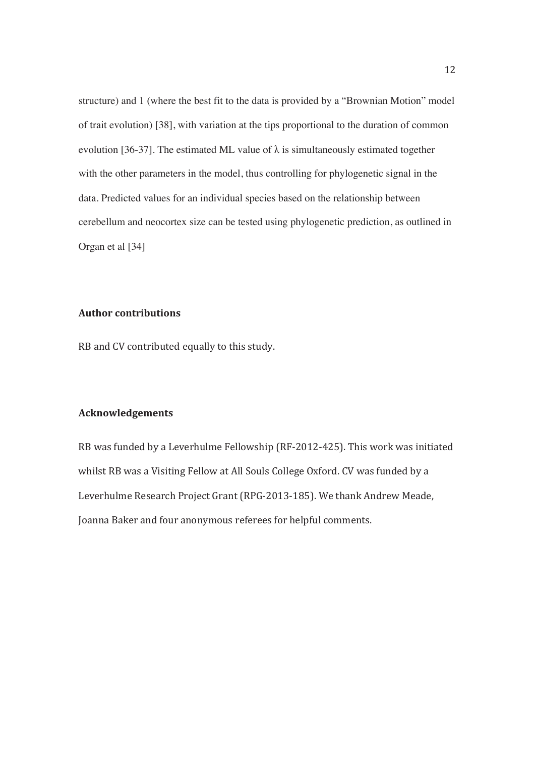structure) and 1 (where the best fit to the data is provided by a "Brownian Motion" model of trait evolution) [38], with variation at the tips proportional to the duration of common evolution [36-37]. The estimated ML value of $\lambda$ is simultaneously estimated together with the other parameters in the model, thus controlling for phylogenetic signal in the data. Predicted values for an individual species based on the relationship between cerebellum and neocortex size can be tested using phylogenetic prediction, as outlined in Organ et al [34]

## Author contributions

RB and CV contributed equally to this study.

## Acknowledgements

RB was funded by a Leverhulme Fellowship (RF-2012-425). This work was initiated whilst RB was a Visiting Fellow at All Souls College Oxford. CV was funded by a Leverhulme Research Project Grant (RPG-2013-185). We thank Andrew Meade, Joanna Baker and four anonymous referees for helpful comments.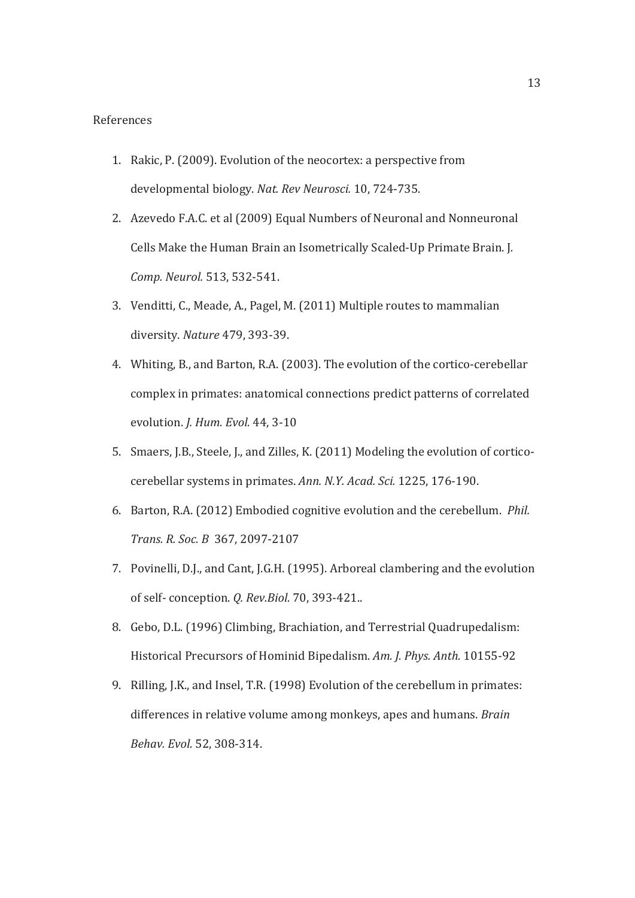References

1. Rakic, P. (2009). Evolution of the neocortex: a perspective from developmental biology. *Nat. Rev Neurosci.* 10, 724-735.
2. Azevedo F.A.C. et al (2009) Equal Numbers of Neuronal and Nonneuronal Cells Make the Human Brain an Isometrically Scaled-Up Primate Brain. J. *Comp. Neurol.* 513, 532-541.
3. Venditti, C., Meade, A., Pagel, M. (2011) Multiple routes to mammalian diversity. *Nature* 479, 393-39.
4. Whiting, B., and Barton, R.A. (2003). The evolution of the cortico-cerebellar complex in primates: anatomical connections predict patterns of correlated evolution. *J. Hum. Evol.* 44, 3-10
5. Smaers, J.B., Steele, J., and Zilles, K. (2011) Modeling the evolution of cortico-cerebellar systems in primates. *Ann. N.Y. Acad. Sci.* 1225, 176-190.
6. Barton, R.A. (2012) Embodied cognitive evolution and the cerebellum. *Phil. Trans. R. Soc. B* 367, 2097-2107
7. Povinelli, D.J., and Cant, J.G.H. (1995). Arboreal clambering and the evolution of self- conception. *Q. Rev.Biol.* 70, 393-421..
8. Gebo, D.L. (1996) Climbing, Brachiation, and Terrestrial Quadrupedalism: Historical Precursors of Hominid Bipedalism. *Am. J. Phys. Anth.* 10155-92
9. Rilling, J.K., and Insel, T.R. (1998) Evolution of the cerebellum in primates: differences in relative volume among monkeys, apes and humans. *Brain Behav. Evol.* 52, 308-314.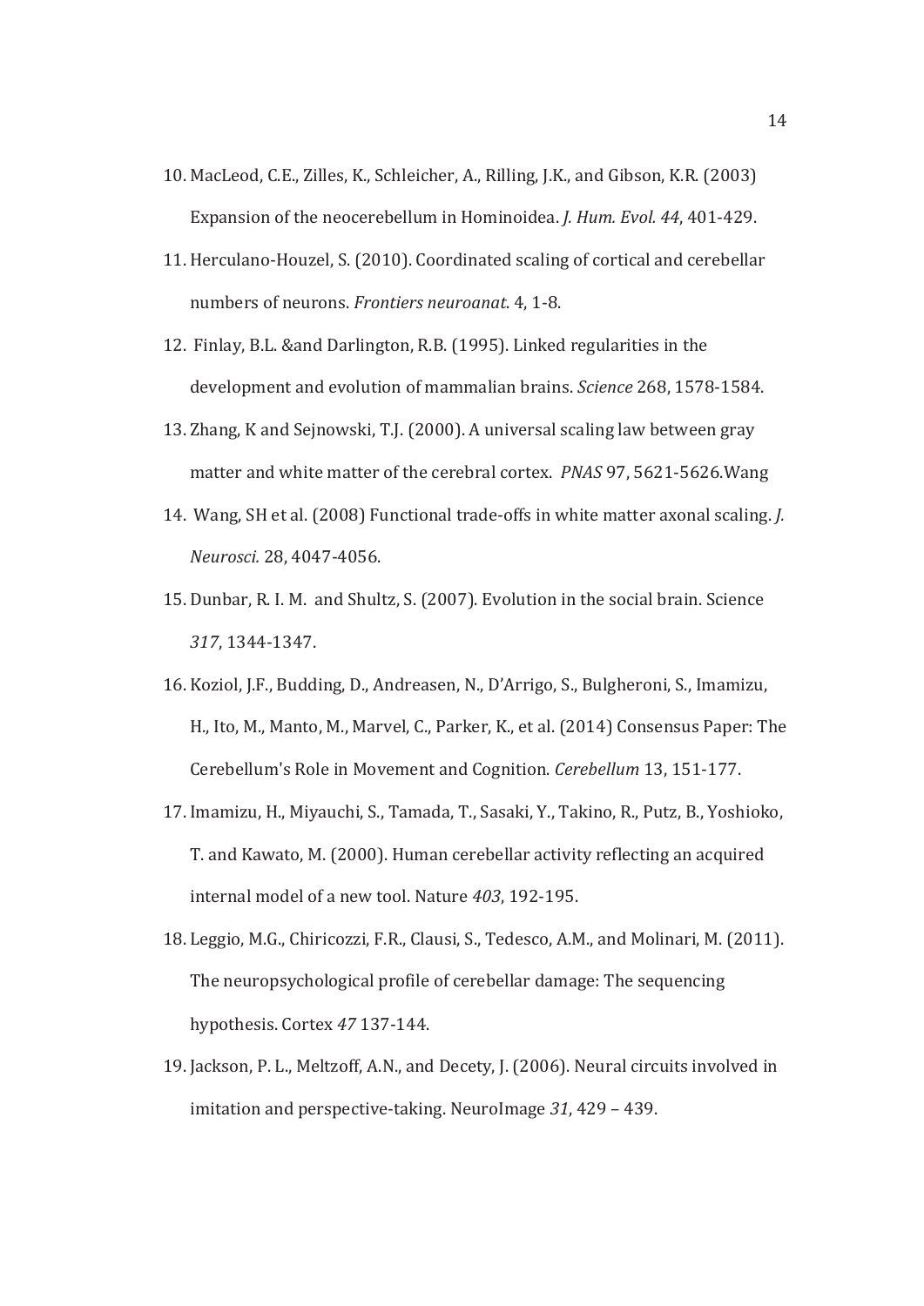10. MacLeod, C.E., Zilles, K., Schleicher, A., Rilling, J.K., and Gibson, K.R. (2003) Expansion of the neocerebellum in Hominoidea. *J. Hum. Evol. 44*, 401-429.
11. Herculano-Houzel, S. (2010). Coordinated scaling of cortical and cerebellar numbers of neurons. *Frontiers neuroanat*. 4, 1-8.
12. Finlay, B.L. &and Darlington, R.B. (1995). Linked regularities in the development and evolution of mammalian brains. *Science* 268, 1578-1584.
13. Zhang, K and Sejnowski, T.J. (2000). A universal scaling law between gray matter and white matter of the cerebral cortex. *PNAS* 97, 5621-5626.Wang
14. Wang, SH et al. (2008) Functional trade-offs in white matter axonal scaling. *J. Neurosci.* 28, 4047-4056.
15. Dunbar, R. I. M. and Shultz, S. (2007). Evolution in the social brain. Science *317*, 1344-1347.
16. Koziol, J.F., Budding, D., Andreasen, N., D'Arrigo, S., Bulgheroni, S., Imamizu, H., Ito, M., Manto, M., Marvel, C., Parker, K., et al. (2014) Consensus Paper: The Cerebellum's Role in Movement and Cognition. *Cerebellum* 13, 151-177.
17. Imamizu, H., Miyauchi, S., Tamada, T., Sasaki, Y., Takino, R., Putz, B., Yoshioko, T. and Kawato, M. (2000). Human cerebellar activity reflecting an acquired internal model of a new tool. Nature *403*, 192-195.
18. Leggio, M.G., Chiricozzi, F.R., Clausi, S., Tedesco, A.M., and Molinari, M. (2011). The neuropsychological profile of cerebellar damage: The sequencing hypothesis. Cortex *47* 137-144.
19. Jackson, P. L., Meltzoff, A.N., and Decety, J. (2006). Neural circuits involved in imitation and perspective-taking. NeuroImage *31*, 429 – 439.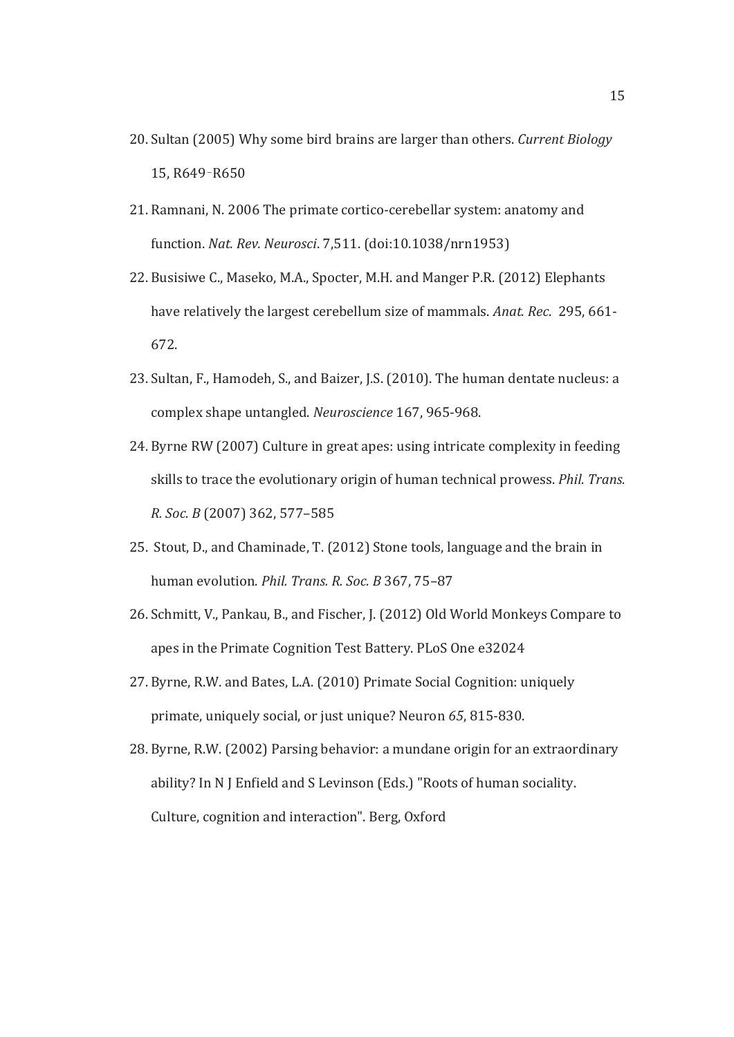20. Sultan (2005) Why some bird brains are larger than others. *Current Biology* 15, R649‑R650
21. Ramnani, N. 2006 The primate cortico-cerebellar system: anatomy and function. *Nat. Rev. Neurosci*. 7,511. (doi:10.1038/nrn1953)
22. Busisiwe C., Maseko, M.A., Spocter, M.H. and Manger P.R. (2012) Elephants have relatively the largest cerebellum size of mammals. *Anat. Rec*. 295, 661-672.
23. Sultan, F., Hamodeh, S., and Baizer, J.S. (2010). The human dentate nucleus: a complex shape untangled. *Neuroscience* 167, 965-968.
24. Byrne RW (2007) Culture in great apes: using intricate complexity in feeding skills to trace the evolutionary origin of human technical prowess. *Phil. Trans. R. Soc. B* (2007) 362, 577–585
25. Stout, D., and Chaminade, T. (2012) Stone tools, language and the brain in human evolution. *Phil. Trans. R. Soc. B* 367, 75–87
26. Schmitt, V., Pankau, B., and Fischer, J. (2012) Old World Monkeys Compare to apes in the Primate Cognition Test Battery. PLoS One e32024
27. Byrne, R.W. and Bates, L.A. (2010) Primate Social Cognition: uniquely primate, uniquely social, or just unique? Neuron *65*, 815-830.
28. Byrne, R.W. (2002) Parsing behavior: a mundane origin for an extraordinary ability? In N J Enfield and S Levinson (Eds.) "Roots of human sociality. Culture, cognition and interaction". Berg, Oxford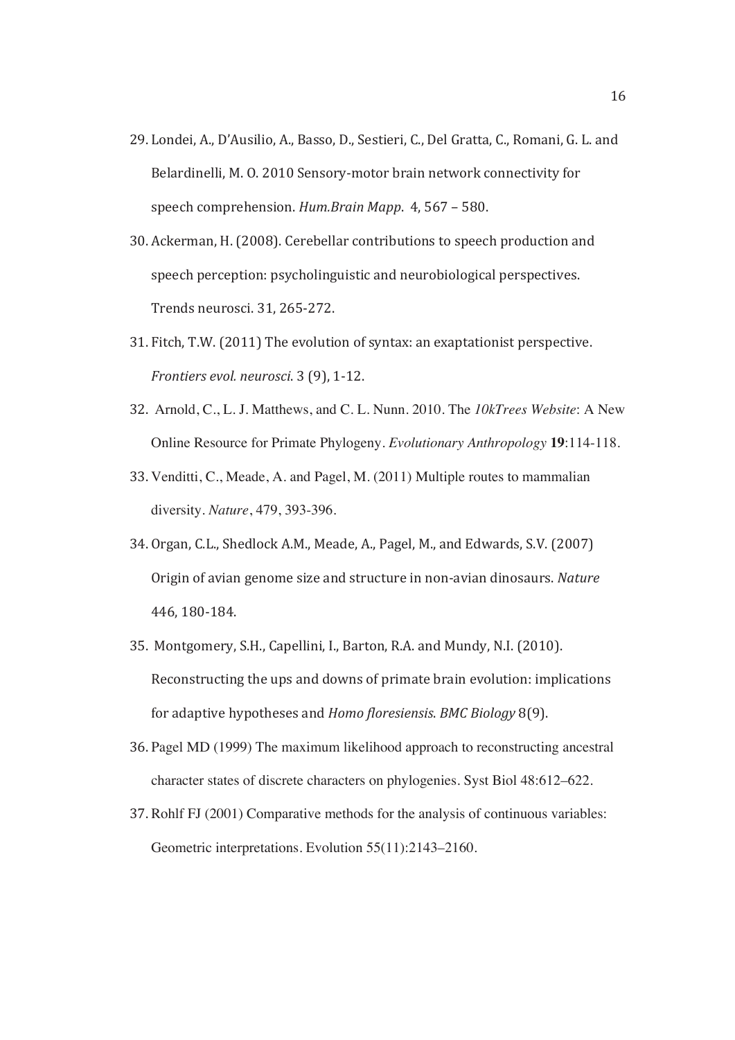29. Londei, A., D'Ausilio, A., Basso, D., Sestieri, C., Del Gratta, C., Romani, G. L. and Belardinelli, M. O. 2010 Sensory-motor brain network connectivity for speech comprehension. *Hum.Brain Mapp.* 4, 567 – 580.
30. Ackerman, H. (2008). Cerebellar contributions to speech production and speech perception: psycholinguistic and neurobiological perspectives. Trends neurosci. 31, 265-272.
31. Fitch, T.W. (2011) The evolution of syntax: an exaptationist perspective. *Frontiers evol. neurosci.* 3 (9), 1-12.
32. Arnold, C., L. J. Matthews, and C. L. Nunn. 2010. The *10kTrees Website*: A New Online Resource for Primate Phylogeny. *Evolutionary Anthropology* **19**:114-118.
33. Venditti, C., Meade, A. and Pagel, M. (2011) Multiple routes to mammalian diversity. *Nature*, 479, 393-396.
34. Organ, C.L., Shedlock A.M., Meade, A., Pagel, M., and Edwards, S.V. (2007) Origin of avian genome size and structure in non-avian dinosaurs. *Nature* 446, 180-184.
35. Montgomery, S.H., Capellini, I., Barton, R.A. and Mundy, N.I. (2010). Reconstructing the ups and downs of primate brain evolution: implications for adaptive hypotheses and *Homo floresiensis*. *BMC Biology* 8(9).
36. Pagel MD (1999) The maximum likelihood approach to reconstructing ancestral character states of discrete characters on phylogenies. Syst Biol 48:612–622.
37. Rohlf FJ (2001) Comparative methods for the analysis of continuous variables: Geometric interpretations. Evolution 55(11):2143–2160.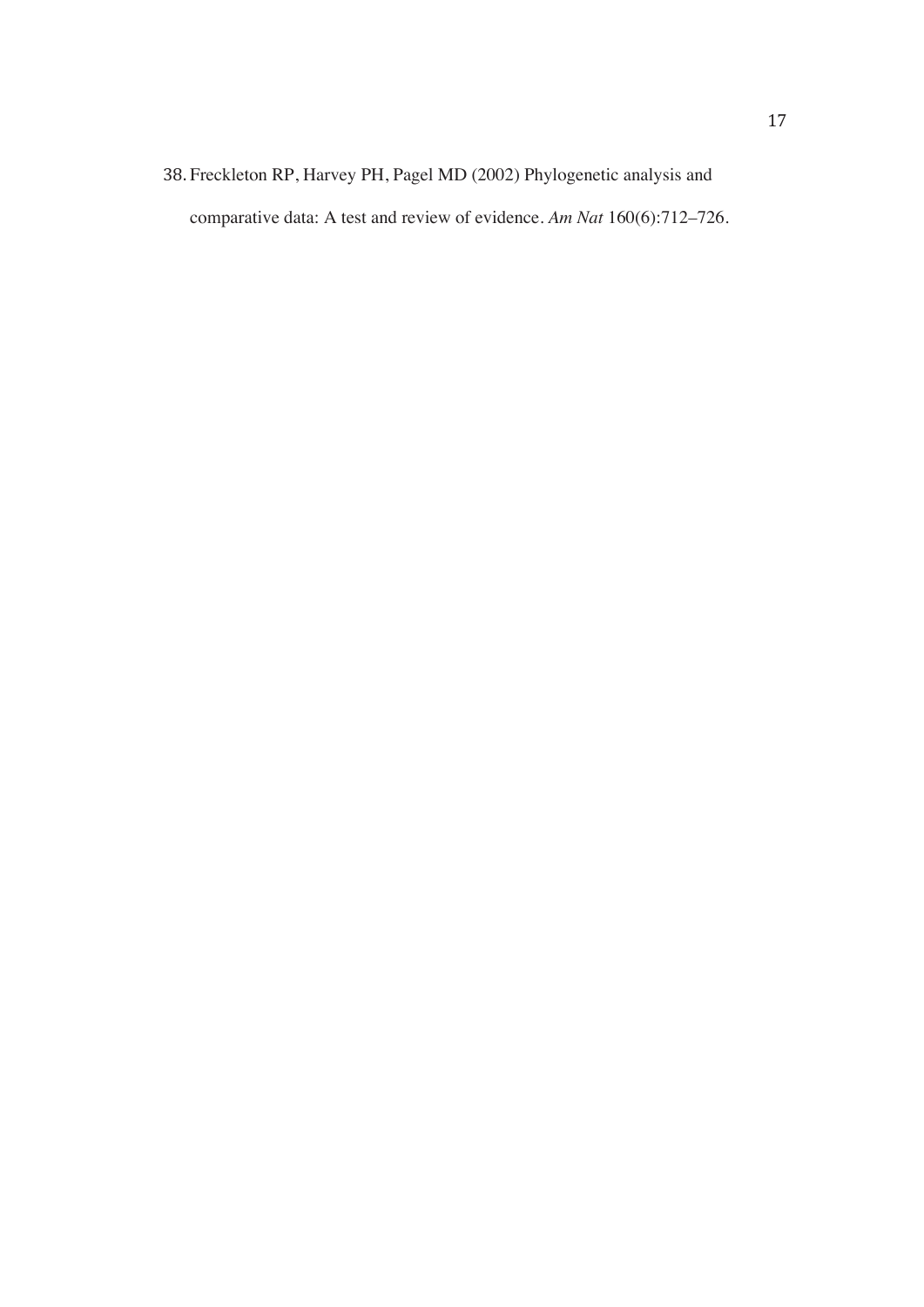38. Freckleton RP, Harvey PH, Pagel MD (2002) Phylogenetic analysis and comparative data: A test and review of evidence. *Am Nat* 160(6):712–726.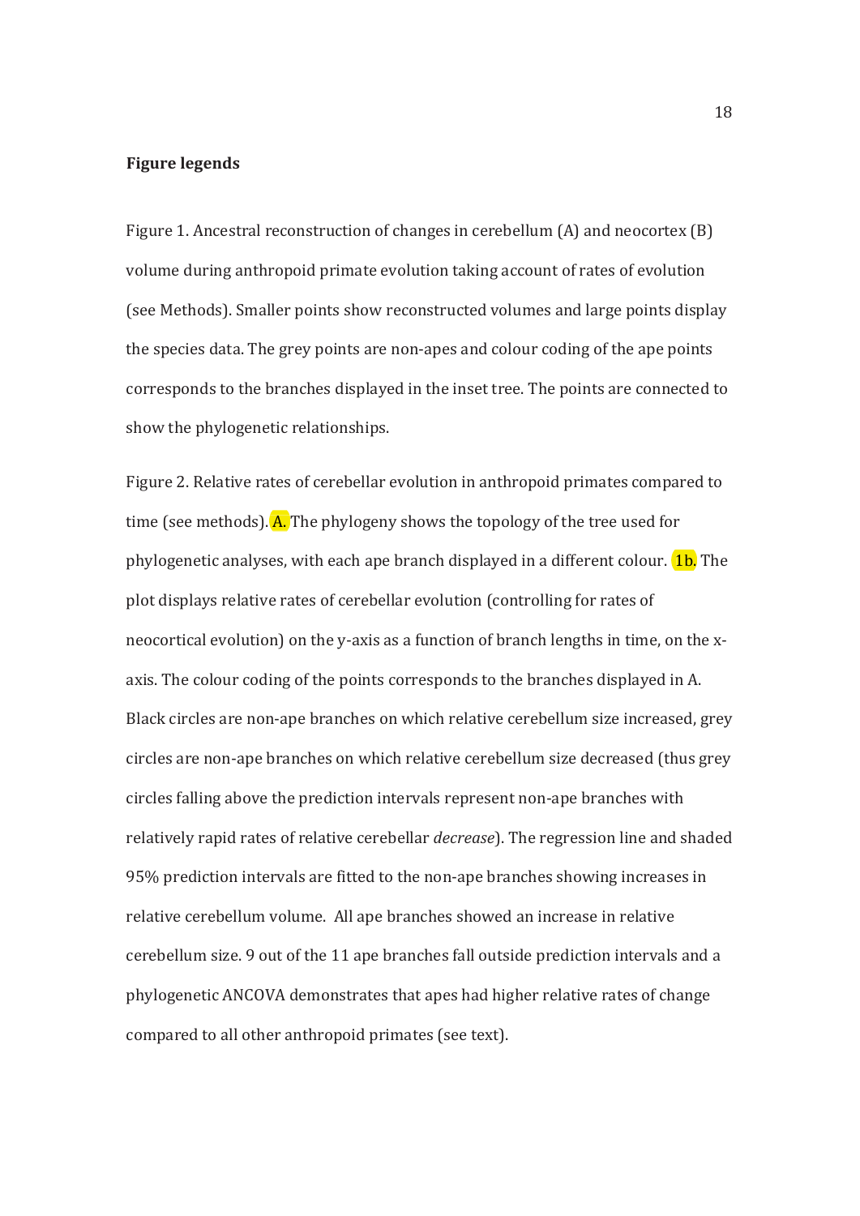**Figure legends**

Figure 1. Ancestral reconstruction of changes in cerebellum (A) and neocortex (B) volume during anthropoid primate evolution taking account of rates of evolution (see Methods). Smaller points show reconstructed volumes and large points display the species data. The grey points are non-apes and colour coding of the ape points corresponds to the branches displayed in the inset tree. The points are connected to show the phylogenetic relationships.

Figure 2. Relative rates of cerebellar evolution in anthropoid primates compared to time (see methods). A. The phylogeny shows the topology of the tree used for phylogenetic analyses, with each ape branch displayed in a different colour. 1b. The plot displays relative rates of cerebellar evolution (controlling for rates of neocortical evolution) on the y-axis as a function of branch lengths in time, on the x-axis. The colour coding of the points corresponds to the branches displayed in A. Black circles are non-ape branches on which relative cerebellum size increased, grey circles are non-ape branches on which relative cerebellum size decreased (thus grey circles falling above the prediction intervals represent non-ape branches with relatively rapid rates of relative cerebellar *decrease*). The regression line and shaded 95% prediction intervals are fitted to the non-ape branches showing increases in relative cerebellum volume. All ape branches showed an increase in relative cerebellum size. 9 out of the 11 ape branches fall outside prediction intervals and a phylogenetic ANCOVA demonstrates that apes had higher relative rates of change compared to all other anthropoid primates (see text).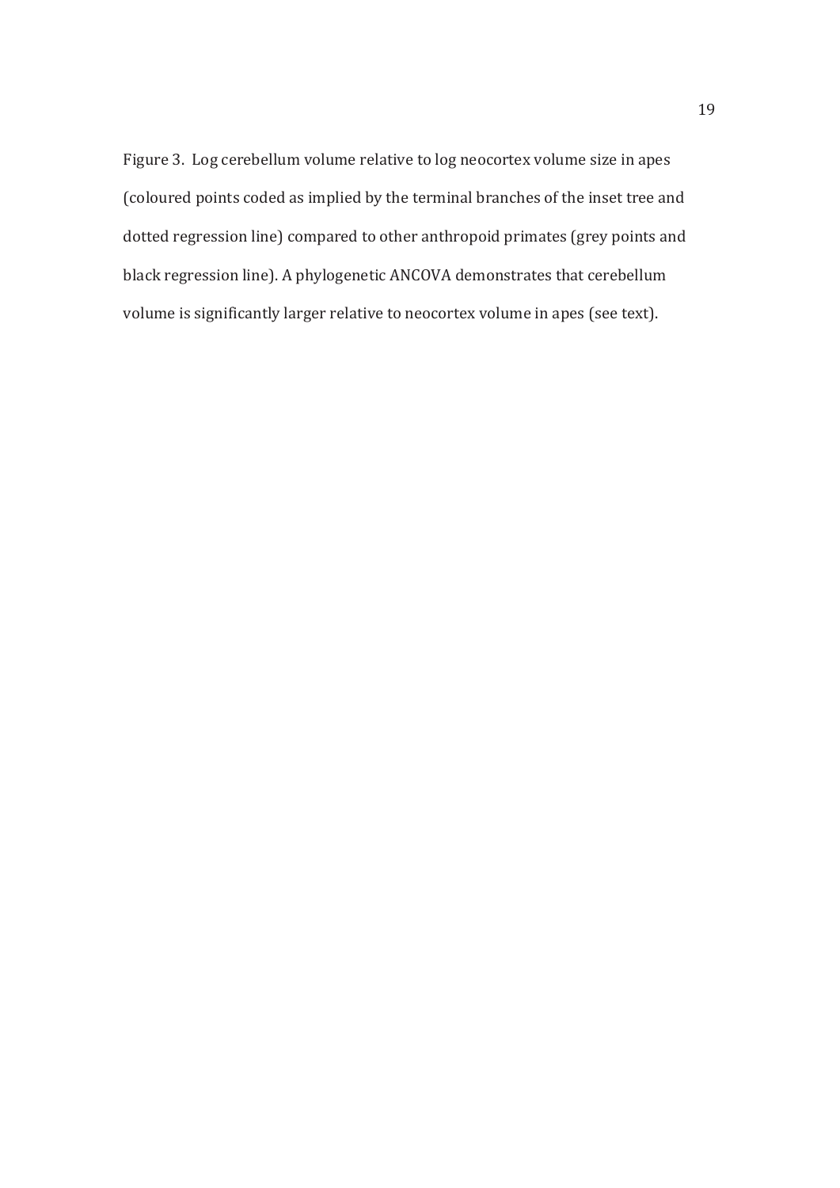Figure 3. Log cerebellum volume relative to log neocortex volume size in apes (coloured points coded as implied by the terminal branches of the inset tree and dotted regression line) compared to other anthropoid primates (grey points and black regression line). A phylogenetic ANCOVA demonstrates that cerebellum volume is significantly larger relative to neocortex volume in apes (see text).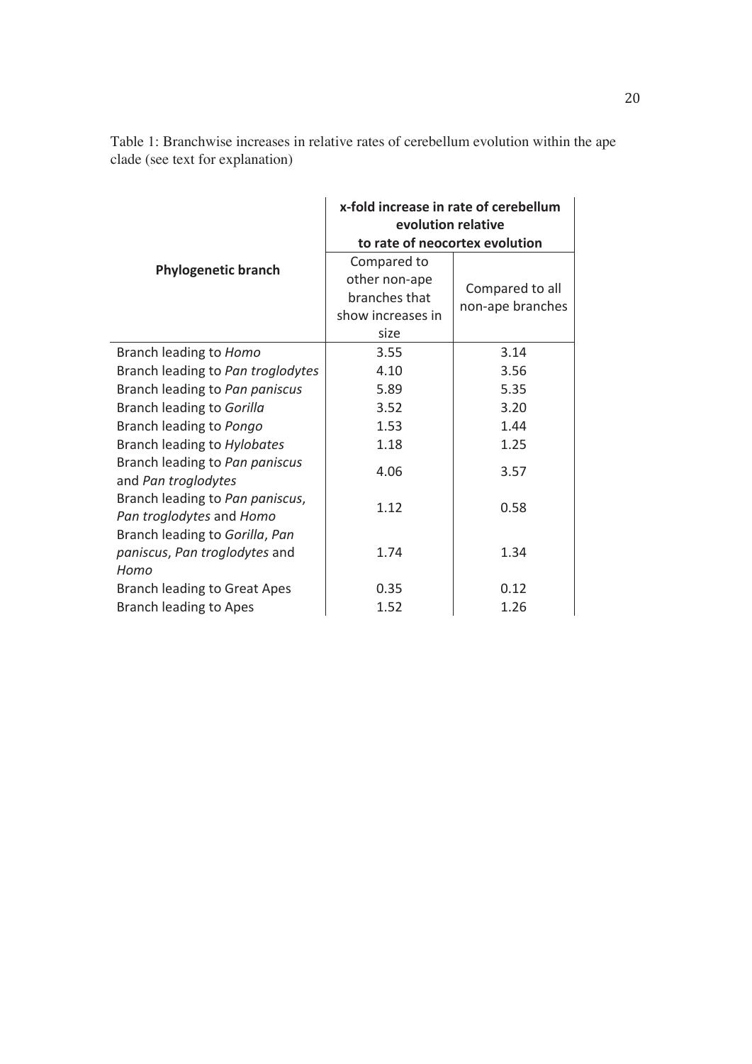Table 1: Branchwise increases in relative rates of cerebellum evolution within the ape clade (see text for explanation)

| **Phylogenetic branch** | **x-fold increase in rate of cerebellum evolution relative to rate of neocortex evolution** | |
|---|---|---|
| | Compared to other non-ape branches that show increases in size | Compared to all non-ape branches |
| Branch leading to *Homo* | 3.55 | 3.14 |
| Branch leading to *Pan troglodytes* | 4.10 | 3.56 |
| Branch leading to *Pan paniscus* | 5.89 | 5.35 |
| Branch leading to *Gorilla* | 3.52 | 3.20 |
| Branch leading to *Pongo* | 1.53 | 1.44 |
| Branch leading to *Hylobates* | 1.18 | 1.25 |
| Branch leading to *Pan paniscus* and *Pan troglodytes* | 4.06 | 3.57 |
| Branch leading to *Pan paniscus*, *Pan troglodytes* and *Homo* | 1.12 | 0.58 |
| Branch leading to *Gorilla*, *Pan paniscus*, *Pan troglodytes* and *Homo* | 1.74 | 1.34 |
| Branch leading to Great Apes | 0.35 | 0.12 |
| Branch leading to Apes | 1.52 | 1.26 |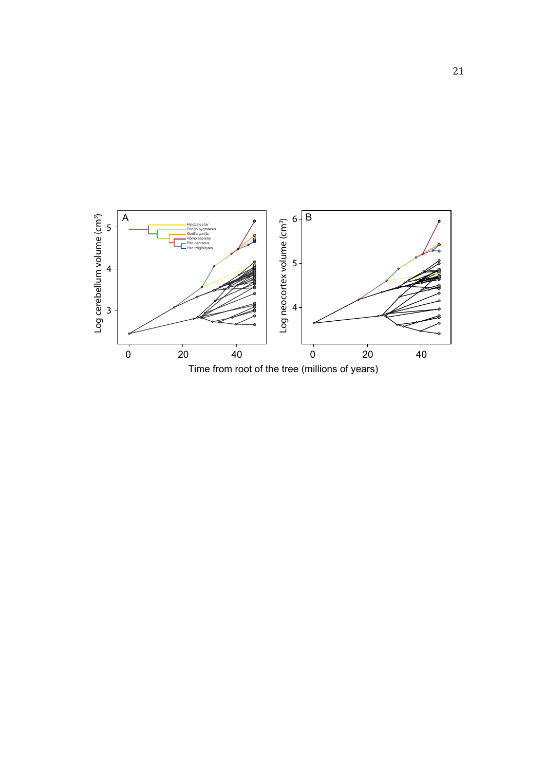A

Hylobates lar
Pongo pygmaeus
Gorilla gorilla
Homo sapiens
Pan paniscus
Pan troglodytes

Log cerebellum volume ($cm^3$)

B

Log neocortex volume ($cm^3$)

Time from root of the tree (millions of years)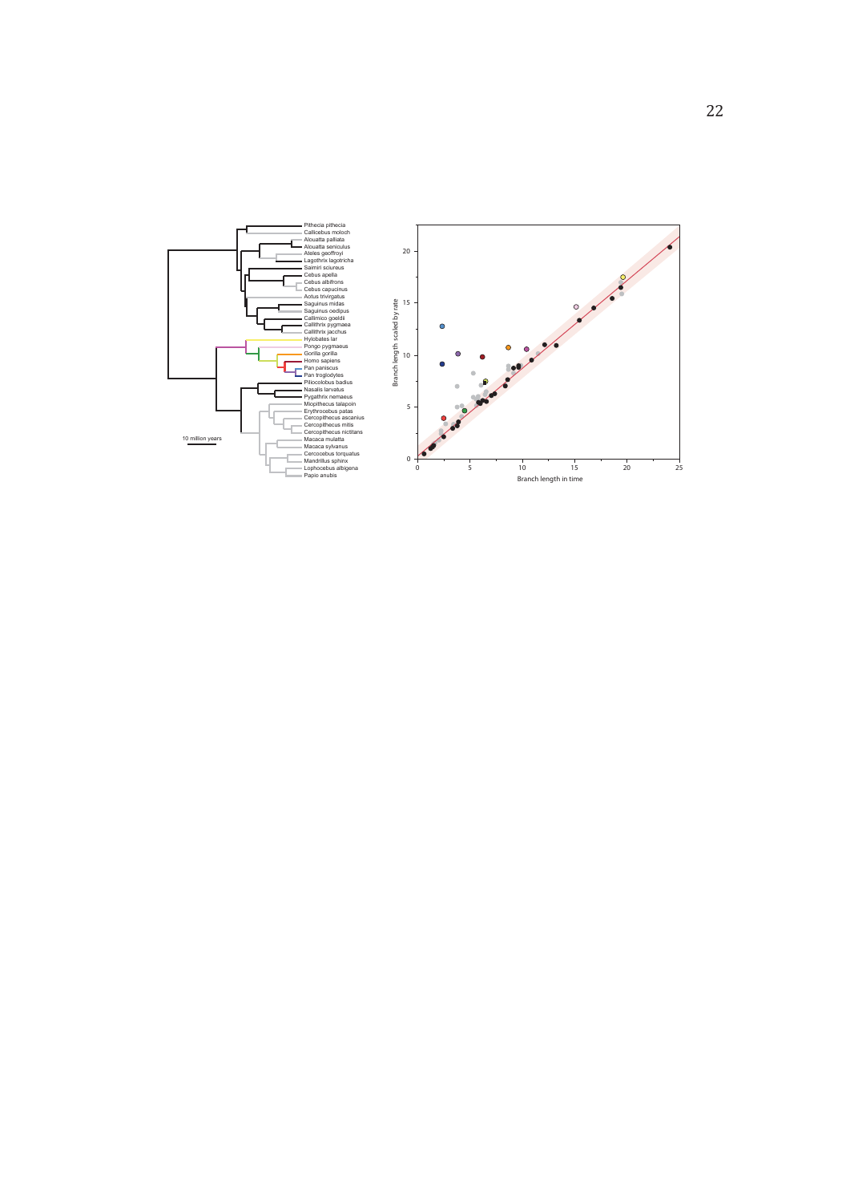Pithecia pithecia
Callicebus moloch
Alouatta palliata
Alouatta seniculus
Ateles geoffroyi
Lagothrix lagotricha
Saimiri sciureus
Cebus apella
Cebus albifrons
Cebus capucinus
Aotus trivirgatus
Saguinus midas
Saguinus oedipus
Callimico goeldii
Callithrix pygmaea
Callithrix jacchus
Hylobates lar
Pongo pygmaeus
Gorilla gorilla
Homo sapiens
Pan paniscus
Pan troglodytes
Piliocolobus badius
Nasalis larvatus
Pygathrix nemaeus
Miopithecus talapoin
Erythrocebus patas
Cercopithecus ascanius
Cercopithecus mitis
Cercopithecus nictitans
Macaca mulatta
Macaca sylvanus
Cercocebus torquatus
Mandrillus sphinx
Lophocebus albigena
Papio anubis

10 million years

Branch length scaled by rate

Branch length in time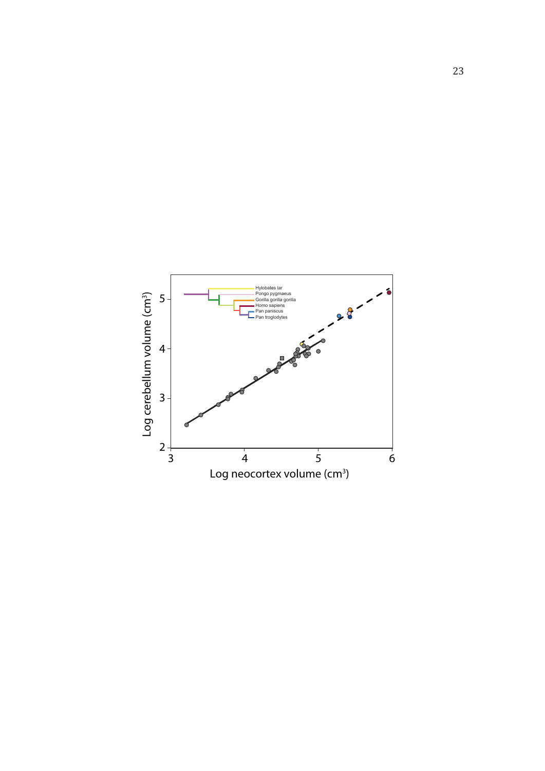Hylobates lar
Pongo pygmaeus
Gorilla gorilla gorilla
Homo sapiens
Pan paniscus
Pan troglodytes

Log cerebellum volume (cm$^3$)

2
3
4
5

Log neocortex volume (cm$^3$)

3
4
5
6